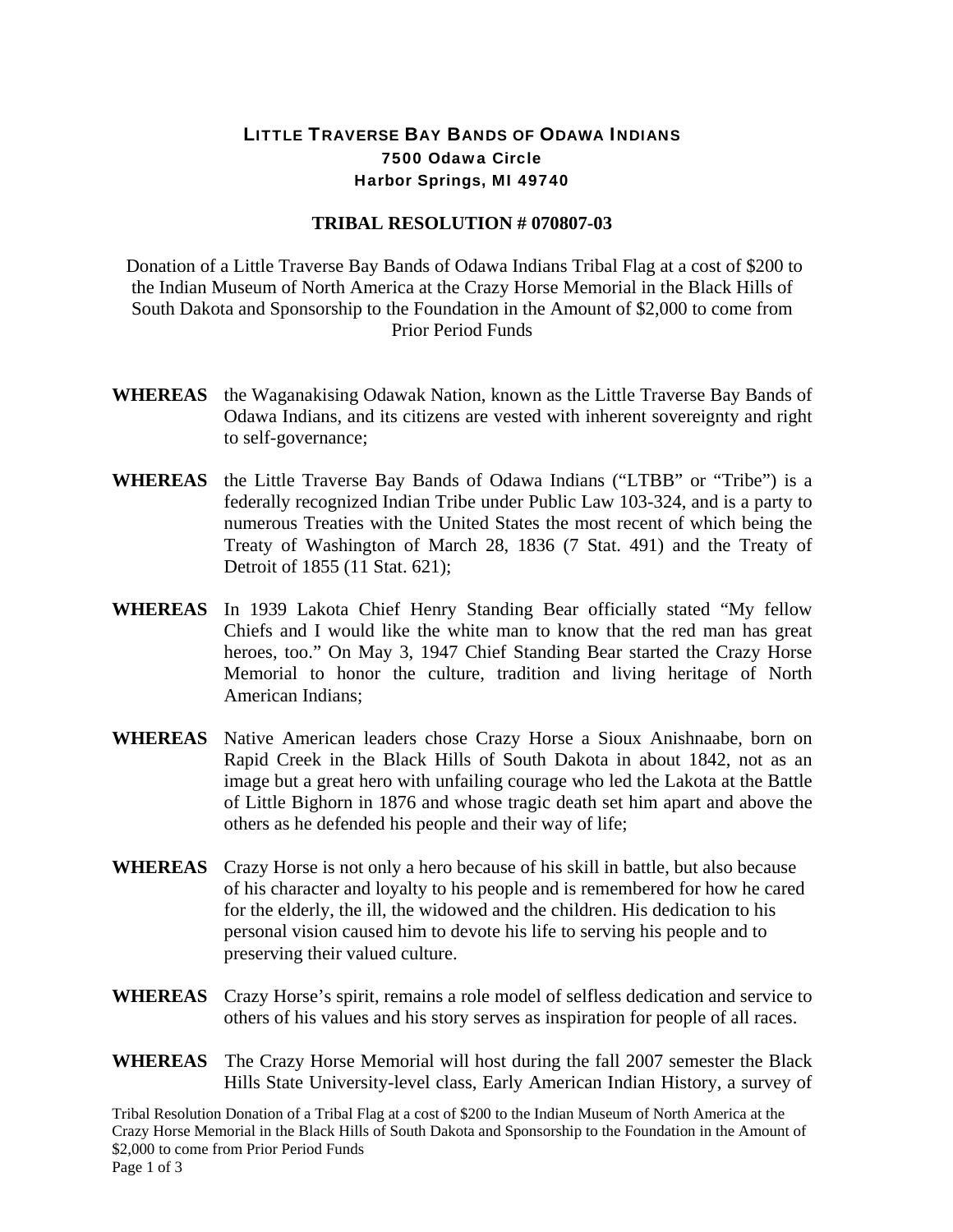# LITTLE TRAVERSE BAY BANDS OF ODAWA INDIANS

**7500 Odawa Circle**
**Harbor Springs, MI 49740**

## TRIBAL RESOLUTION # 070807-03

Donation of a Little Traverse Bay Bands of Odawa Indians Tribal Flag at a cost of $200 to the Indian Museum of North America at the Crazy Horse Memorial in the Black Hills of South Dakota and Sponsorship to the Foundation in the Amount of $2,000 to come from Prior Period Funds

**WHEREAS** the Waganakising Odawak Nation, known as the Little Traverse Bay Bands of Odawa Indians, and its citizens are vested with inherent sovereignty and right to self-governance;

**WHEREAS** the Little Traverse Bay Bands of Odawa Indians ("LTBB" or "Tribe") is a federally recognized Indian Tribe under Public Law 103-324, and is a party to numerous Treaties with the United States the most recent of which being the Treaty of Washington of March 28, 1836 (7 Stat. 491) and the Treaty of Detroit of 1855 (11 Stat. 621);

**WHEREAS** In 1939 Lakota Chief Henry Standing Bear officially stated "My fellow Chiefs and I would like the white man to know that the red man has great heroes, too." On May 3, 1947 Chief Standing Bear started the Crazy Horse Memorial to honor the culture, tradition and living heritage of North American Indians;

**WHEREAS** Native American leaders chose Crazy Horse a Sioux Anishnaabe, born on Rapid Creek in the Black Hills of South Dakota in about 1842, not as an image but a great hero with unfailing courage who led the Lakota at the Battle of Little Bighorn in 1876 and whose tragic death set him apart and above the others as he defended his people and their way of life;

**WHEREAS** Crazy Horse is not only a hero because of his skill in battle, but also because of his character and loyalty to his people and is remembered for how he cared for the elderly, the ill, the widowed and the children. His dedication to his personal vision caused him to devote his life to serving his people and to preserving their valued culture.

**WHEREAS** Crazy Horse's spirit, remains a role model of selfless dedication and service to others of his values and his story serves as inspiration for people of all races.

**WHEREAS** The Crazy Horse Memorial will host during the fall 2007 semester the Black Hills State University-level class, Early American Indian History, a survey of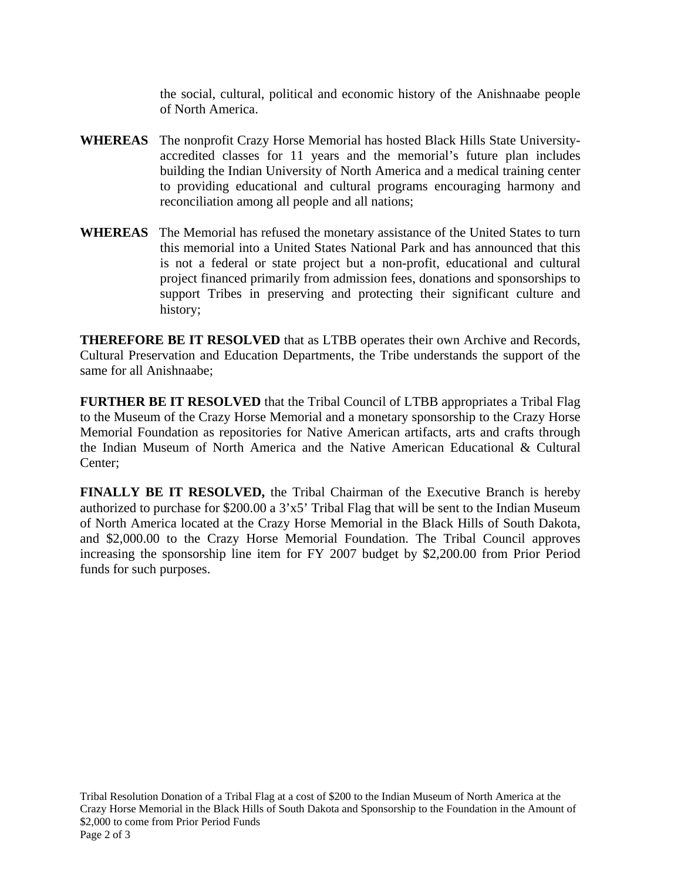the social, cultural, political and economic history of the Anishnaabe people of North America.

**WHEREAS** The nonprofit Crazy Horse Memorial has hosted Black Hills State University-accredited classes for 11 years and the memorial's future plan includes building the Indian University of North America and a medical training center to providing educational and cultural programs encouraging harmony and reconciliation among all people and all nations;

**WHEREAS** The Memorial has refused the monetary assistance of the United States to turn this memorial into a United States National Park and has announced that this is not a federal or state project but a non-profit, educational and cultural project financed primarily from admission fees, donations and sponsorships to support Tribes in preserving and protecting their significant culture and history;

**THEREFORE BE IT RESOLVED** that as LTBB operates their own Archive and Records, Cultural Preservation and Education Departments, the Tribe understands the support of the same for all Anishnaabe;

**FURTHER BE IT RESOLVED** that the Tribal Council of LTBB appropriates a Tribal Flag to the Museum of the Crazy Horse Memorial and a monetary sponsorship to the Crazy Horse Memorial Foundation as repositories for Native American artifacts, arts and crafts through the Indian Museum of North America and the Native American Educational & Cultural Center;

**FINALLY BE IT RESOLVED,** the Tribal Chairman of the Executive Branch is hereby authorized to purchase for $200.00 a 3'x5' Tribal Flag that will be sent to the Indian Museum of North America located at the Crazy Horse Memorial in the Black Hills of South Dakota, and $2,000.00 to the Crazy Horse Memorial Foundation. The Tribal Council approves increasing the sponsorship line item for FY 2007 budget by $2,200.00 from Prior Period funds for such purposes.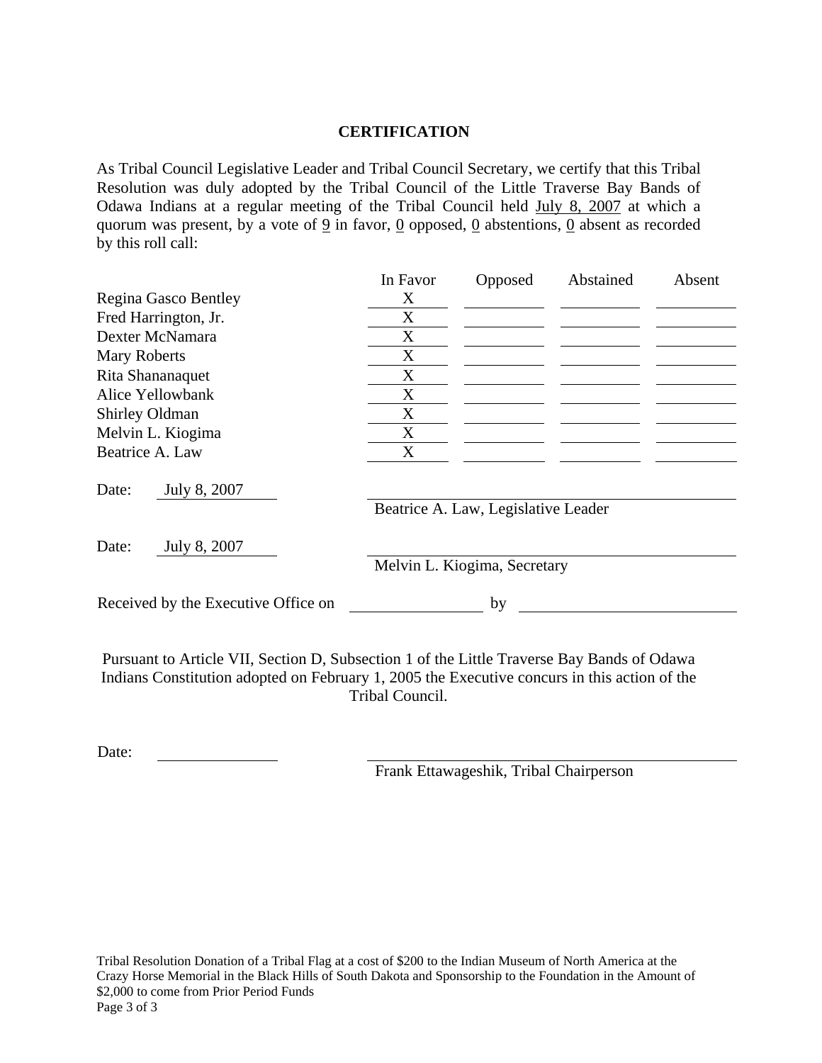## CERTIFICATION

As Tribal Council Legislative Leader and Tribal Council Secretary, we certify that this Tribal Resolution was duly adopted by the Tribal Council of the Little Traverse Bay Bands of Odawa Indians at a regular meeting of the Tribal Council held July 8, 2007 at which a quorum was present, by a vote of 9 in favor, 0 opposed, 0 abstentions, 0 absent as recorded by this roll call:

| | In Favor | Opposed | Abstained | Absent |
|---|---|---|---|---|
| Regina Gasco Bentley | X | | | |
| Fred Harrington, Jr. | X | | | |
| Dexter McNamara | X | | | |
| Mary Roberts | X | | | |
| Rita Shananaquet | X | | | |
| Alice Yellowbank | X | | | |
| Shirley Oldman | X | | | |
| Melvin L. Kiogima | X | | | |
| Beatrice A. Law | X | | | |

Date: July 8, 2007 ______________________________

Beatrice A. Law, Legislative Leader

Date: July 8, 2007 ______________________________

Melvin L. Kiogima, Secretary

Received by the Executive Office on ______________ by ______________________

Pursuant to Article VII, Section D, Subsection 1 of the Little Traverse Bay Bands of Odawa Indians Constitution adopted on February 1, 2005 the Executive concurs in this action of the Tribal Council.

Date: ______________ ______________________________

Frank Ettawageshik, Tribal Chairperson

Tribal Resolution Donation of a Tribal Flag at a cost of $200 to the Indian Museum of North America at the Crazy Horse Memorial in the Black Hills of South Dakota and Sponsorship to the Foundation in the Amount of $2,000 to come from Prior Period Funds